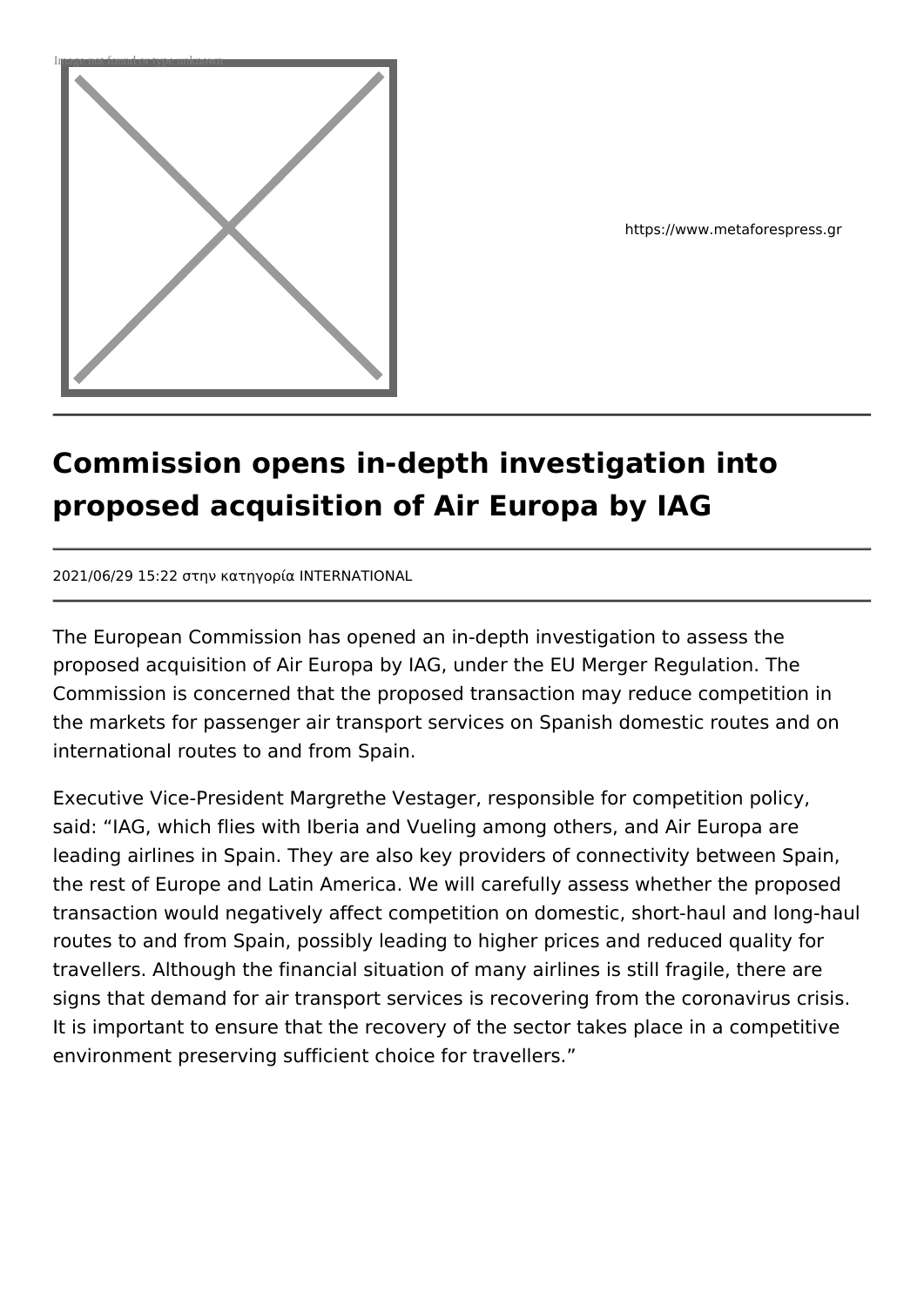https://www.metaforespress.gr

# Commission opens in-depth investigation into proposed acquisition of Air Europa by IAG

2021/06/29 15:22 στην κατηγορία INTERNATIONAL

The European Commission has opened an in-depth investigation to assess the proposed acquisition of Air Europa by IAG, under the EU Merger Regulation. The Commission is concerned that the proposed transaction may reduce competition in the markets for passenger air transport services on Spanish domestic routes and on international routes to and from Spain.

Executive Vice-President Margrethe Vestager, responsible for competition policy, said: “IAG, which flies with Iberia and Vueling among others, and Air Europa are leading airlines in Spain. They are also key providers of connectivity between Spain, the rest of Europe and Latin America. We will carefully assess whether the proposed transaction would negatively affect competition on domestic, short-haul and long-haul routes to and from Spain, possibly leading to higher prices and reduced quality for travellers. Although the financial situation of many airlines is still fragile, there are signs that demand for air transport services is recovering from the coronavirus crisis. It is important to ensure that the recovery of the sector takes place in a competitive environment preserving sufficient choice for travellers.”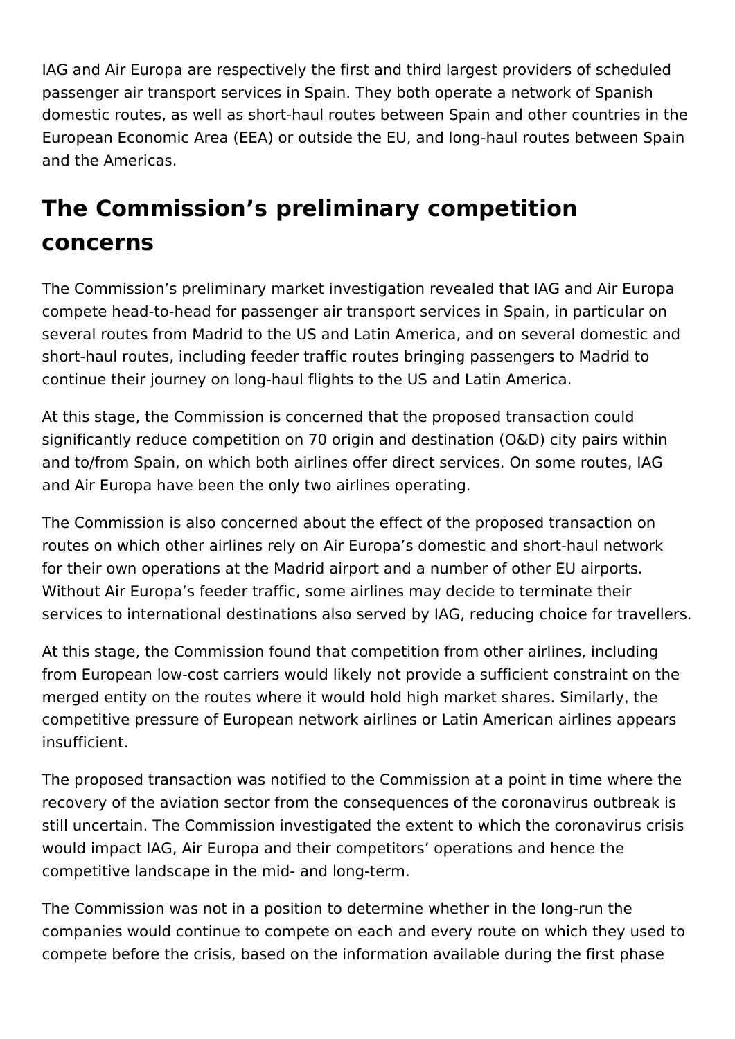IAG and Air Europa are respectively the first and third largest providers of scheduled passenger air transport services in Spain. They both operate a network of Spanish domestic routes, as well as short-haul routes between Spain and other countries in the European Economic Area (EEA) or outside the EU, and long-haul routes between Spain and the Americas.

## The Commission’s preliminary competition concerns

The Commission’s preliminary market investigation revealed that IAG and Air Europa compete head-to-head for passenger air transport services in Spain, in particular on several routes from Madrid to the US and Latin America, and on several domestic and short-haul routes, including feeder traffic routes bringing passengers to Madrid to continue their journey on long-haul flights to the US and Latin America.

At this stage, the Commission is concerned that the proposed transaction could significantly reduce competition on 70 origin and destination (O&D) city pairs within and to/from Spain, on which both airlines offer direct services. On some routes, IAG and Air Europa have been the only two airlines operating.

The Commission is also concerned about the effect of the proposed transaction on routes on which other airlines rely on Air Europa’s domestic and short-haul network for their own operations at the Madrid airport and a number of other EU airports. Without Air Europa’s feeder traffic, some airlines may decide to terminate their services to international destinations also served by IAG, reducing choice for travellers.

At this stage, the Commission found that competition from other airlines, including from European low-cost carriers would likely not provide a sufficient constraint on the merged entity on the routes where it would hold high market shares. Similarly, the competitive pressure of European network airlines or Latin American airlines appears insufficient.

The proposed transaction was notified to the Commission at a point in time where the recovery of the aviation sector from the consequences of the coronavirus outbreak is still uncertain. The Commission investigated the extent to which the coronavirus crisis would impact IAG, Air Europa and their competitors’ operations and hence the competitive landscape in the mid- and long-term.

The Commission was not in a position to determine whether in the long-run the companies would continue to compete on each and every route on which they used to compete before the crisis, based on the information available during the first phase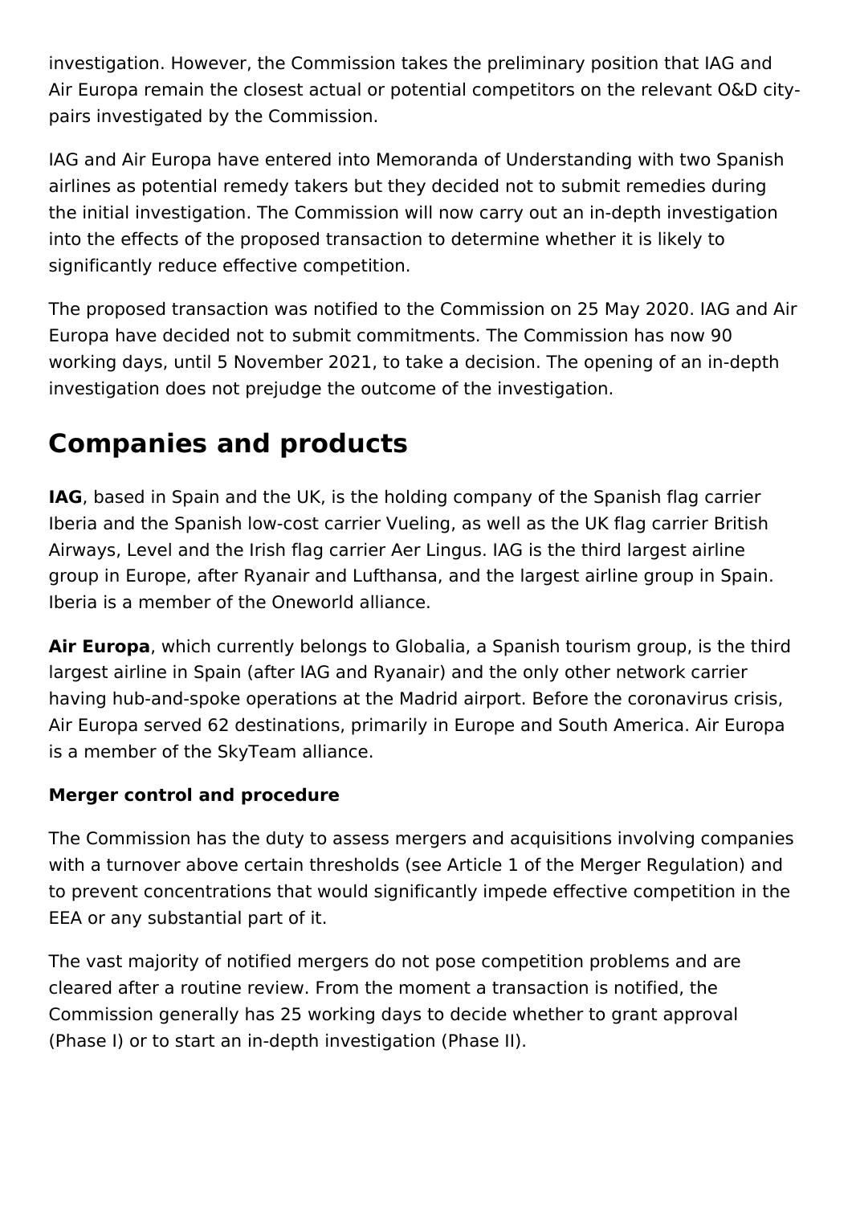investigation. However, the Commission takes the preliminary position that IAG and Air Europa remain the closest actual or potential competitors on the relevant O&D city-pairs investigated by the Commission.

IAG and Air Europa have entered into Memoranda of Understanding with two Spanish airlines as potential remedy takers but they decided not to submit remedies during the initial investigation. The Commission will now carry out an in-depth investigation into the effects of the proposed transaction to determine whether it is likely to significantly reduce effective competition.

The proposed transaction was notified to the Commission on 25 May 2020. IAG and Air Europa have decided not to submit commitments. The Commission has now 90 working days, until 5 November 2021, to take a decision. The opening of an in-depth investigation does not prejudge the outcome of the investigation.

## Companies and products

**IAG**, based in Spain and the UK, is the holding company of the Spanish flag carrier Iberia and the Spanish low-cost carrier Vueling, as well as the UK flag carrier British Airways, Level and the Irish flag carrier Aer Lingus. IAG is the third largest airline group in Europe, after Ryanair and Lufthansa, and the largest airline group in Spain. Iberia is a member of the Oneworld alliance.

**Air Europa**, which currently belongs to Globalia, a Spanish tourism group, is the third largest airline in Spain (after IAG and Ryanair) and the only other network carrier having hub-and-spoke operations at the Madrid airport. Before the coronavirus crisis, Air Europa served 62 destinations, primarily in Europe and South America. Air Europa is a member of the SkyTeam alliance.

### Merger control and procedure

The Commission has the duty to assess mergers and acquisitions involving companies with a turnover above certain thresholds (see Article 1 of the Merger Regulation) and to prevent concentrations that would significantly impede effective competition in the EEA or any substantial part of it.

The vast majority of notified mergers do not pose competition problems and are cleared after a routine review. From the moment a transaction is notified, the Commission generally has 25 working days to decide whether to grant approval (Phase I) or to start an in-depth investigation (Phase II).